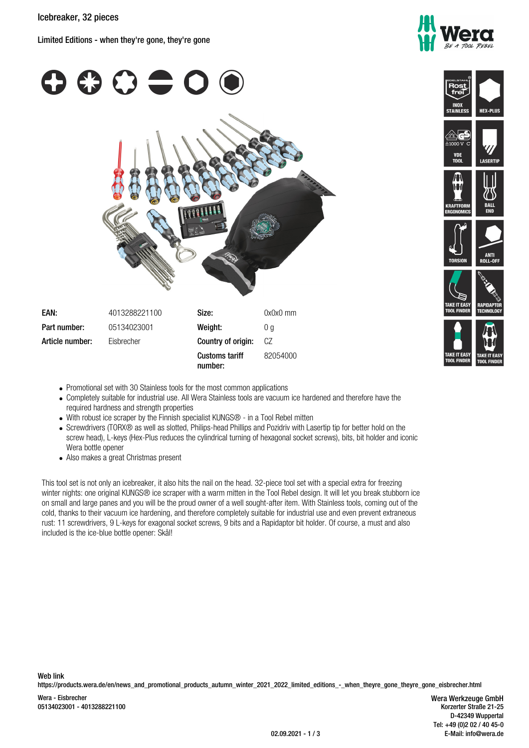# Icebreaker, 32 pieces

Limited Editions - when they're gone, they're gone

INOX STAINLESS | HEX-PLUS | VDE TOOL | LASERTIP | KRAFTFORM ERGONOMICS | BALL END | TORSION | ANTI ROLL-OFF | TAKE IT EASY TOOL FINDER | RAPIDAPTOR TECHNOLOGY | TAKE IT EASY TOOL FINDER | TAKE IT EASY TOOL FINDER

| | | | |
|---|---|---|---|
| **EAN:** | 4013288221100 | **Size:** | 0x0x0 mm |
| **Part number:** | 05134023001 | **Weight:** | 0 g |
| **Article number:** | Eisbrecher | **Country of origin:** | CZ |
| | | **Customs tariff number:** | 82054000 |

- Promotional set with 30 Stainless tools for the most common applications
- Completely suitable for industrial use. All Wera Stainless tools are vacuum ice hardened and therefore have the required hardness and strength properties
- With robust ice scraper by the Finnish specialist KUNGS® - in a Tool Rebel mitten
- Screwdrivers (TORX® as well as slotted, Philips-head Phillips and Pozidriv with Lasertip tip for better hold on the screw head), L-keys (Hex-Plus reduces the cylindrical turning of hexagonal socket screws), bits, bit holder and iconic Wera bottle opener
- Also makes a great Christmas present

This tool set is not only an icebreaker, it also hits the nail on the head. 32-piece tool set with a special extra for freezing winter nights: one original KUNGS® ice scraper with a warm mitten in the Tool Rebel design. It will let you break stubborn ice on small and large panes and you will be the proud owner of a well sought-after item. With Stainless tools, coming out of the cold, thanks to their vacuum ice hardening, and therefore completely suitable for industrial use and even prevent extraneous rust: 11 screwdrivers, 9 L-keys for exagonal socket screws, 9 bits and a Rapidaptor bit holder. Of course, a must and also included is the ice-blue bottle opener: Skål!

**Web link**
https://products.wera.de/en/news_and_promotional_products_autumn_winter_2021_2022_limited_editions_-_when_theyre_gone_theyre_gone_eisbrecher.html

Wera - Eisbrecher
05134023001 - 4013288221100

Wera Werkzeuge GmbH
Korzerter Straße 21-25
D-42349 Wuppertal
Tel: +49 (0)2 02 / 40 45-0
E-Mail: info@wera.de

02.09.2021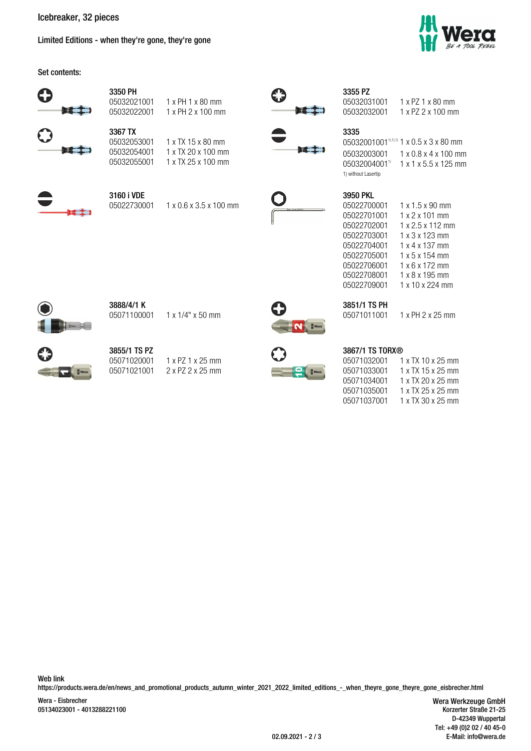# Icebreaker, 32 pieces

Limited Editions - when they're gone, they're gone

Set contents:

### 3350 PH

| | |
|---|---|
| 05032021001 | 1 x PH 1 x 80 mm |
| 05032022001 | 1 x PH 2 x 100 mm |

### 3355 PZ

| | |
|---|---|
| 05032031001 | 1 x PZ 1 x 80 mm |
| 05032032001 | 1 x PZ 2 x 100 mm |

### 3367 TX

| | |
|---|---|
| 05032053001 | 1 x TX 15 x 80 mm |
| 05032054001 | 1 x TX 20 x 100 mm |
| 05032055001 | 1 x TX 25 x 100 mm |

### 3335

| | |
|---|---|
| 05032001001[1),1),1)] | 1 x 0.5 x 3 x 80 mm |
| 05032003001 | 1 x 0.8 x 4 x 100 mm |
| 05032004001[1)] | 1 x 1 x 5.5 x 125 mm |

1) without Lasertip

### 3160 i VDE

| | |
|---|---|
| 05022730001 | 1 x 0.6 x 3.5 x 100 mm |

### 3950 PKL

| | |
|---|---|
| 05022700001 | 1 x 1.5 x 90 mm |
| 05022701001 | 1 x 2 x 101 mm |
| 05022702001 | 1 x 2.5 x 112 mm |
| 05022703001 | 1 x 3 x 123 mm |
| 05022704001 | 1 x 4 x 137 mm |
| 05022705001 | 1 x 5 x 154 mm |
| 05022706001 | 1 x 6 x 172 mm |
| 05022708001 | 1 x 8 x 195 mm |
| 05022709001 | 1 x 10 x 224 mm |

### 3888/4/1 K

| | |
|---|---|
| 05071100001 | 1 x 1/4" x 50 mm |

### 3851/1 TS PH

| | |
|---|---|
| 05071011001 | 1 x PH 2 x 25 mm |

### 3855/1 TS PZ

| | |
|---|---|
| 05071020001 | 1 x PZ 1 x 25 mm |
| 05071021001 | 2 x PZ 2 x 25 mm |

### 3867/1 TS TORX®

| | |
|---|---|
| 05071032001 | 1 x TX 10 x 25 mm |
| 05071033001 | 1 x TX 15 x 25 mm |
| 05071034001 | 1 x TX 20 x 25 mm |
| 05071035001 | 1 x TX 25 x 25 mm |
| 05071037001 | 1 x TX 30 x 25 mm |

**Web link**

https://products.wera.de/en/news_and_promotional_products_autumn_winter_2021_2022_limited_editions_-_when_theyre_gone_theyre_gone_eisbrecher.html

Wera - Eisbrecher
05134023001 - 4013288221100

Wera Werkzeuge GmbH
Korzerter Straße 21-25
D-42349 Wuppertal
Tel: +49 (0)2 02 / 40 45-0
E-Mail: info@wera.de

02.09.2021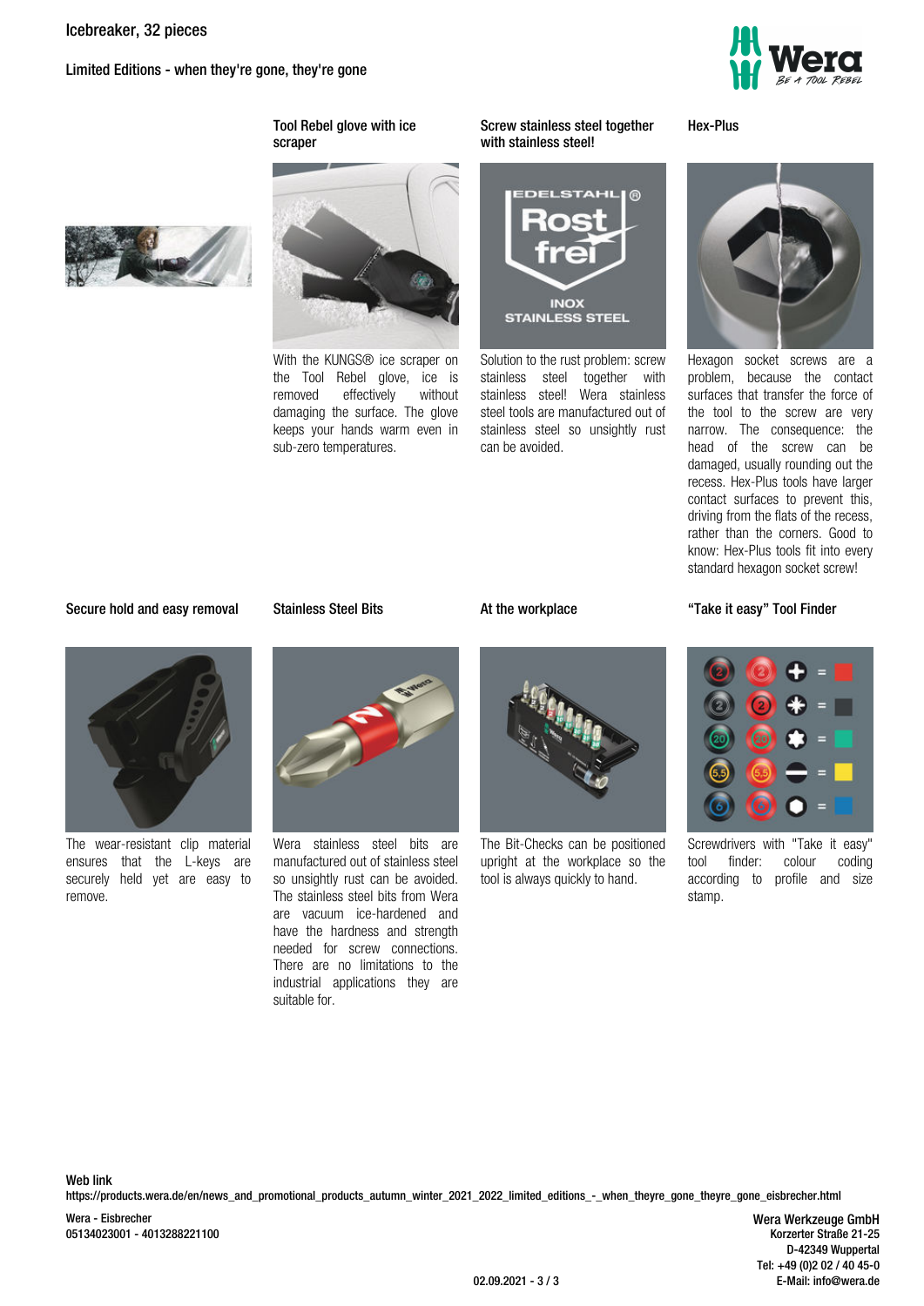# Icebreaker, 32 pieces

## Limited Editions - when they're gone, they're gone

### Tool Rebel glove with ice scraper

With the KUNGS® ice scraper on the Tool Rebel glove, ice is removed effectively without damaging the surface. The glove keeps your hands warm even in sub-zero temperatures.

### Screw stainless steel together with stainless steel!

EDELSTAHL ® Rost frei INOX STAINLESS STEEL

Solution to the rust problem: screw stainless steel together with stainless steel! Wera stainless steel tools are manufactured out of stainless steel so unsightly rust can be avoided.

### Hex-Plus

Hexagon socket screws are a problem, because the contact surfaces that transfer the force of the tool to the screw are very narrow. The consequence: the head of the screw can be damaged, usually rounding out the recess. Hex-Plus tools have larger contact surfaces to prevent this, driving from the flats of the recess, rather than the corners. Good to know: Hex-Plus tools fit into every standard hexagon socket screw!

### Secure hold and easy removal

The wear-resistant clip material ensures that the L-keys are securely held yet are easy to remove.

### Stainless Steel Bits

Wera stainless steel bits are manufactured out of stainless steel so unsightly rust can be avoided. The stainless steel bits from Wera are vacuum ice-hardened and have the hardness and strength needed for screw connections. There are no limitations to the industrial applications they are suitable for.

### At the workplace

The Bit-Checks can be positioned upright at the workplace so the tool is always quickly to hand.

### “Take it easy” Tool Finder

Screwdrivers with "Take it easy" tool finder: colour coding according to profile and size stamp.

**Web link**
https://products.wera.de/en/news_and_promotional_products_autumn_winter_2021_2022_limited_editions_-_when_theyre_gone_theyre_gone_eisbrecher.html

Wera - Eisbrecher
05134023001 - 4013288221100

Wera Werkzeuge GmbH
Korzerter Straße 21-25
D-42349 Wuppertal
Tel: +49 (0)2 02 / 40 45-0
E-Mail: info@wera.de

02.09.2021